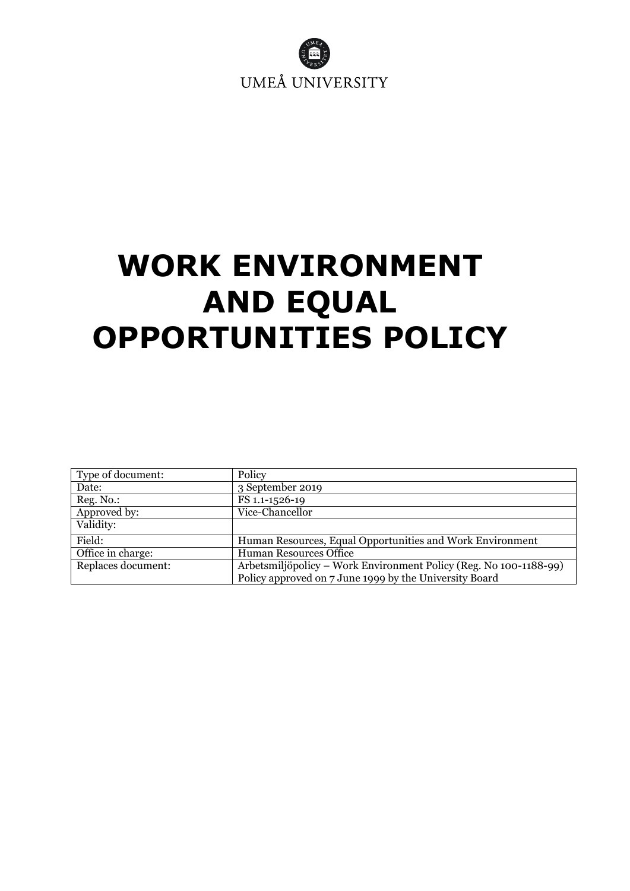UMEÅ UNIVERSITY

# WORK ENVIRONMENT AND EQUAL OPPORTUNITIES POLICY

| | |
|---|---|
| Type of document: | Policy |
| Date: | 3 September 2019 |
| Reg. No.: | FS 1.1-1526-19 |
| Approved by: | Vice-Chancellor |
| Validity: | |
| Field: | Human Resources, Equal Opportunities and Work Environment |
| Office in charge: | Human Resources Office |
| Replaces document: | Arbetsmiljöpolicy – Work Environment Policy (Reg. No 100-1188-99) Policy approved on 7 June 1999 by the University Board |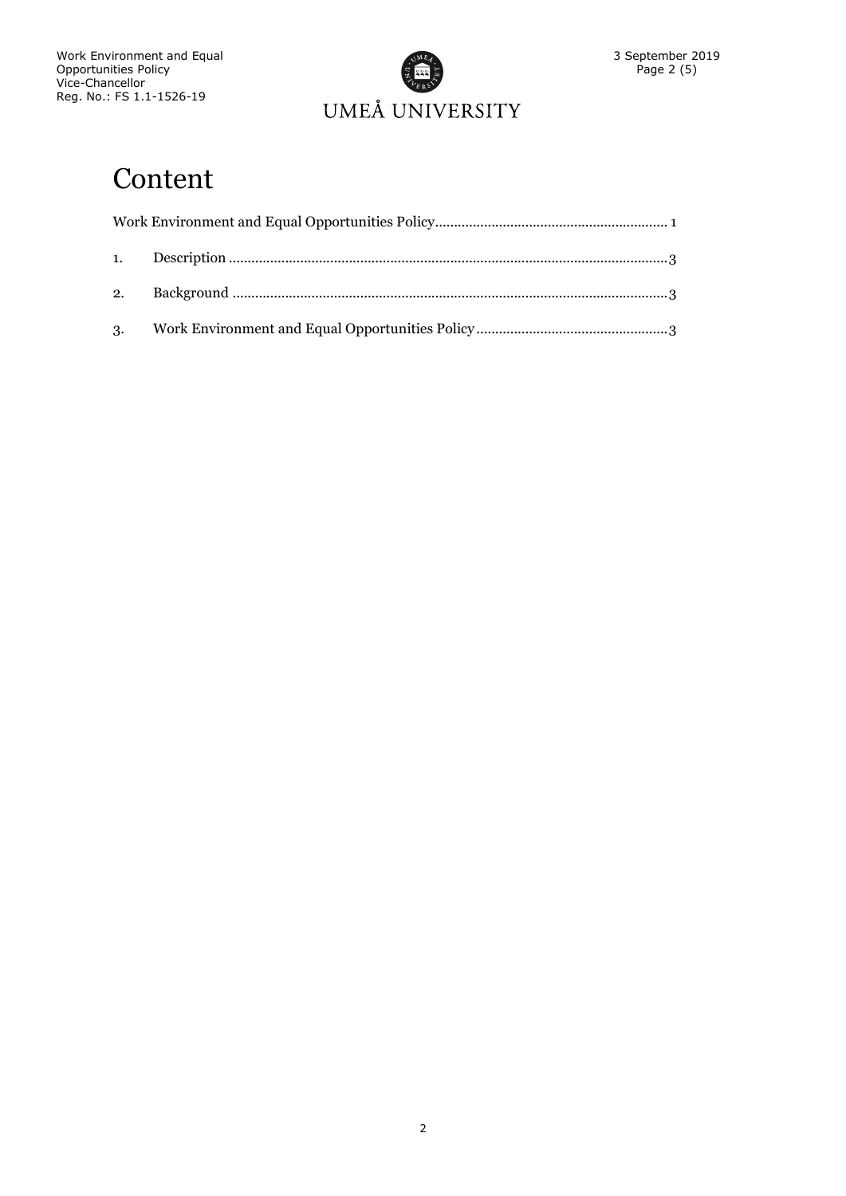# Content

Work Environment and Equal Opportunities Policy ........................................................ 1

1. Description ........................................................................................................ 3
2. Background ....................................................................................................... 3
3. Work Environment and Equal Opportunities Policy ............................................ 3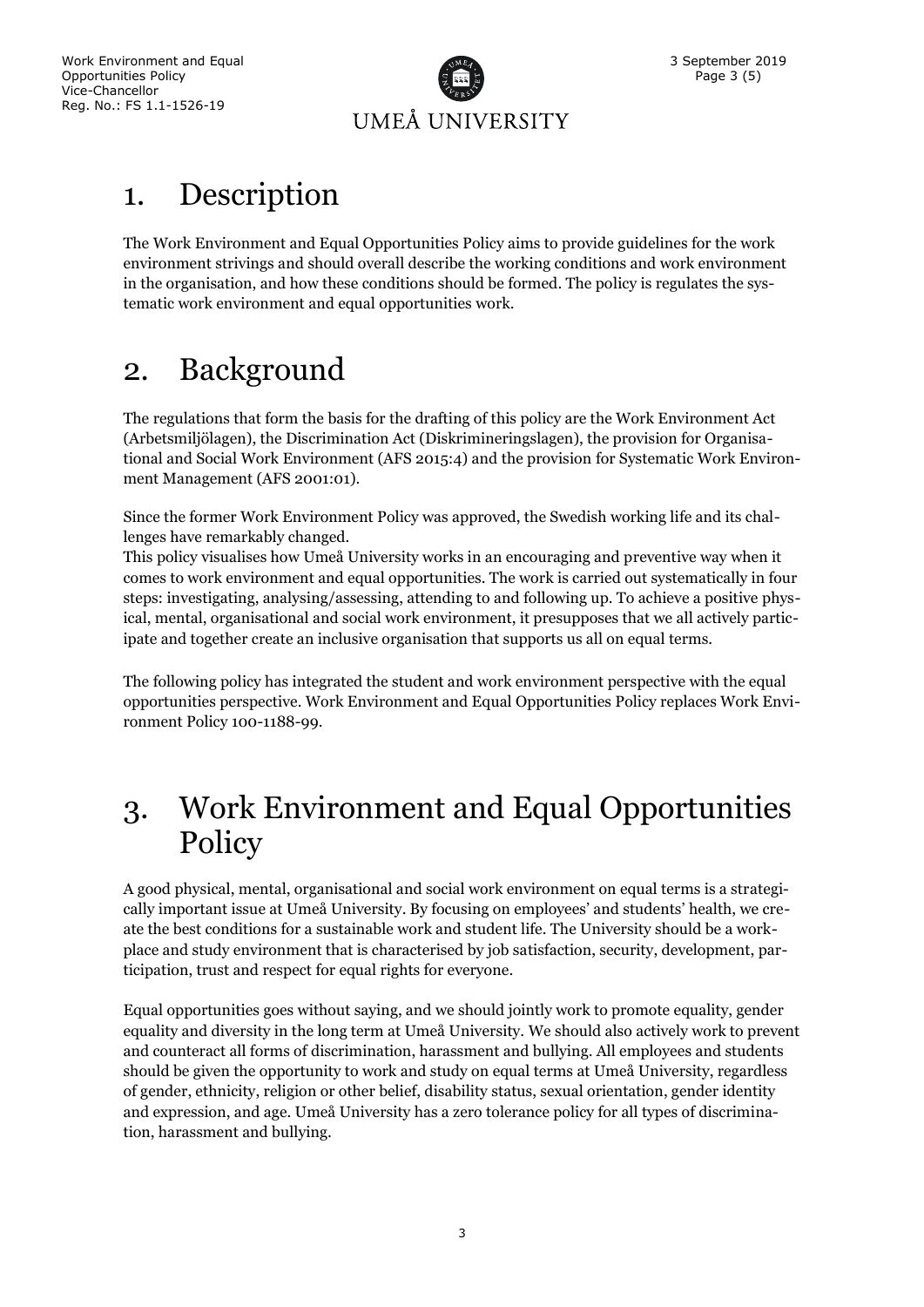# 1. Description

The Work Environment and Equal Opportunities Policy aims to provide guidelines for the work environment strivings and should overall describe the working conditions and work environment in the organisation, and how these conditions should be formed. The policy is regulates the systematic work environment and equal opportunities work.

# 2. Background

The regulations that form the basis for the drafting of this policy are the Work Environment Act (Arbetsmiljölagen), the Discrimination Act (Diskrimineringslagen), the provision for Organisational and Social Work Environment (AFS 2015:4) and the provision for Systematic Work Environment Management (AFS 2001:01).

Since the former Work Environment Policy was approved, the Swedish working life and its challenges have remarkably changed.

This policy visualises how Umeå University works in an encouraging and preventive way when it comes to work environment and equal opportunities. The work is carried out systematically in four steps: investigating, analysing/assessing, attending to and following up. To achieve a positive physical, mental, organisational and social work environment, it presupposes that we all actively participate and together create an inclusive organisation that supports us all on equal terms.

The following policy has integrated the student and work environment perspective with the equal opportunities perspective. Work Environment and Equal Opportunities Policy replaces Work Environment Policy 100-1188-99.

# 3. Work Environment and Equal Opportunities Policy

A good physical, mental, organisational and social work environment on equal terms is a strategically important issue at Umeå University. By focusing on employees' and students' health, we create the best conditions for a sustainable work and student life. The University should be a workplace and study environment that is characterised by job satisfaction, security, development, participation, trust and respect for equal rights for everyone.

Equal opportunities goes without saying, and we should jointly work to promote equality, gender equality and diversity in the long term at Umeå University. We should also actively work to prevent and counteract all forms of discrimination, harassment and bullying. All employees and students should be given the opportunity to work and study on equal terms at Umeå University, regardless of gender, ethnicity, religion or other belief, disability status, sexual orientation, gender identity and expression, and age. Umeå University has a zero tolerance policy for all types of discrimination, harassment and bullying.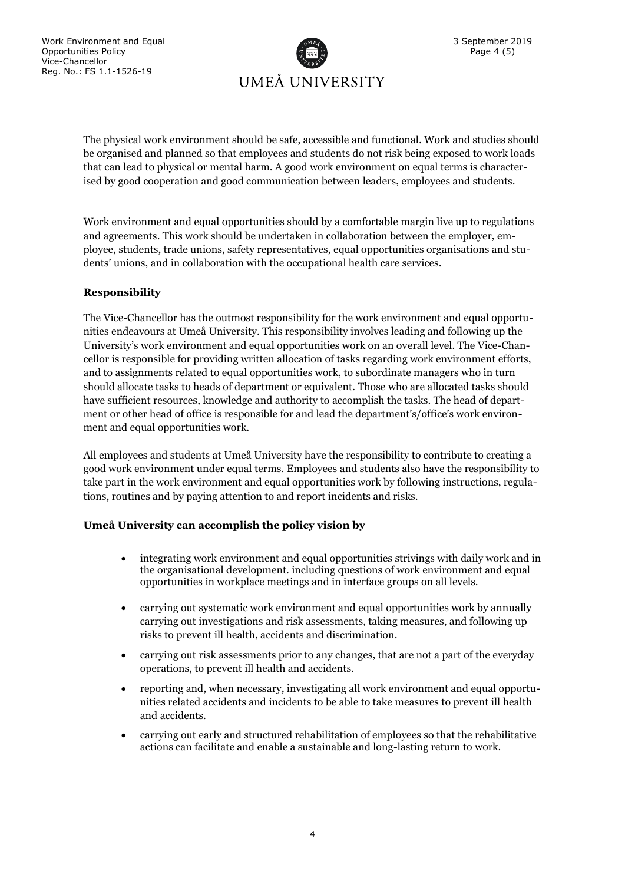The physical work environment should be safe, accessible and functional. Work and studies should be organised and planned so that employees and students do not risk being exposed to work loads that can lead to physical or mental harm. A good work environment on equal terms is characterised by good cooperation and good communication between leaders, employees and students.

Work environment and equal opportunities should by a comfortable margin live up to regulations and agreements. This work should be undertaken in collaboration between the employer, employee, students, trade unions, safety representatives, equal opportunities organisations and students' unions, and in collaboration with the occupational health care services.

**Responsibility**

The Vice-Chancellor has the outmost responsibility for the work environment and equal opportunities endeavours at Umeå University. This responsibility involves leading and following up the University's work environment and equal opportunities work on an overall level. The Vice-Chancellor is responsible for providing written allocation of tasks regarding work environment efforts, and to assignments related to equal opportunities work, to subordinate managers who in turn should allocate tasks to heads of department or equivalent. Those who are allocated tasks should have sufficient resources, knowledge and authority to accomplish the tasks. The head of department or other head of office is responsible for and lead the department's/office's work environment and equal opportunities work.

All employees and students at Umeå University have the responsibility to contribute to creating a good work environment under equal terms. Employees and students also have the responsibility to take part in the work environment and equal opportunities work by following instructions, regulations, routines and by paying attention to and report incidents and risks.

**Umeå University can accomplish the policy vision by**

- integrating work environment and equal opportunities strivings with daily work and in the organisational development. including questions of work environment and equal opportunities in workplace meetings and in interface groups on all levels.
- carrying out systematic work environment and equal opportunities work by annually carrying out investigations and risk assessments, taking measures, and following up risks to prevent ill health, accidents and discrimination.
- carrying out risk assessments prior to any changes, that are not a part of the everyday operations, to prevent ill health and accidents.
- reporting and, when necessary, investigating all work environment and equal opportunities related accidents and incidents to be able to take measures to prevent ill health and accidents.
- carrying out early and structured rehabilitation of employees so that the rehabilitative actions can facilitate and enable a sustainable and long-lasting return to work.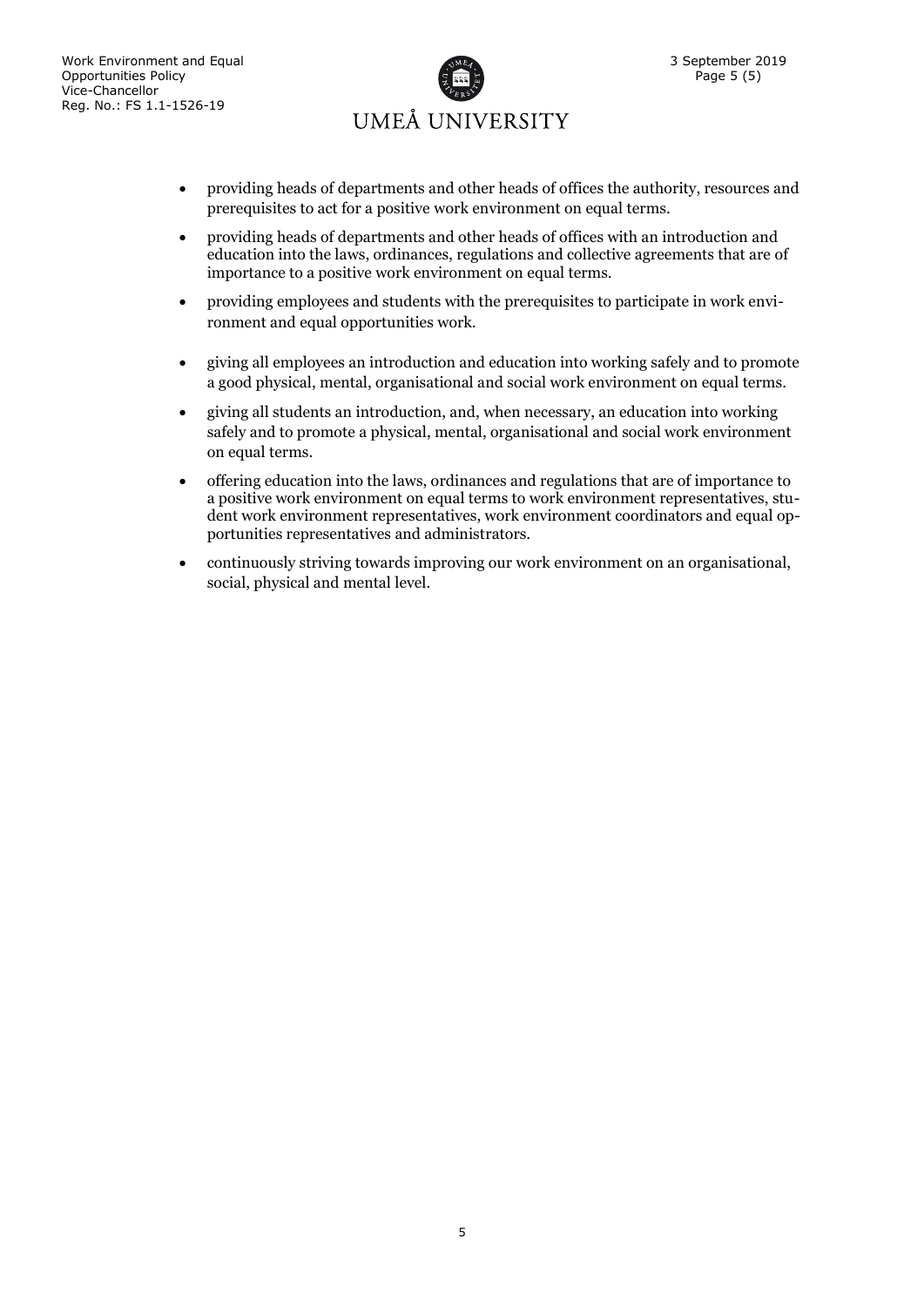- providing heads of departments and other heads of offices the authority, resources and prerequisites to act for a positive work environment on equal terms.
- providing heads of departments and other heads of offices with an introduction and education into the laws, ordinances, regulations and collective agreements that are of importance to a positive work environment on equal terms.
- providing employees and students with the prerequisites to participate in work environment and equal opportunities work.
- giving all employees an introduction and education into working safely and to promote a good physical, mental, organisational and social work environment on equal terms.
- giving all students an introduction, and, when necessary, an education into working safely and to promote a physical, mental, organisational and social work environment on equal terms.
- offering education into the laws, ordinances and regulations that are of importance to a positive work environment on equal terms to work environment representatives, student work environment representatives, work environment coordinators and equal opportunities representatives and administrators.
- continuously striving towards improving our work environment on an organisational, social, physical and mental level.